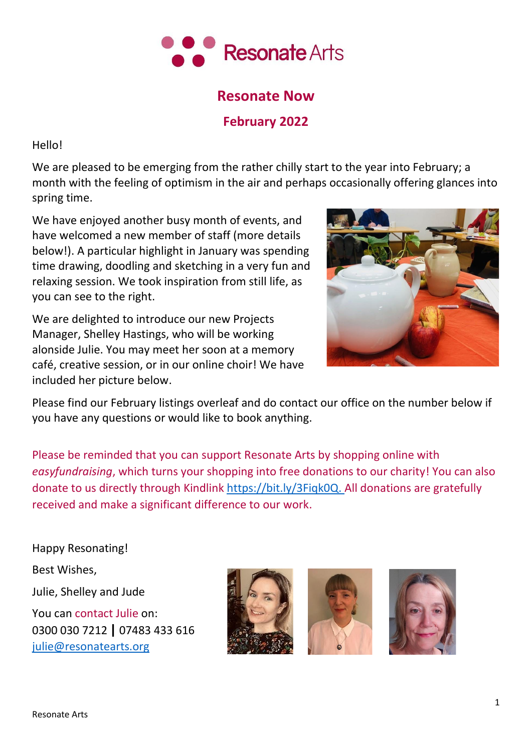# Resonate Now

## February 2022

Hello!

We are pleased to be emerging from the rather chilly start to the year into February; a month with the feeling of optimism in the air and perhaps occasionally offering glances into spring time.

We have enjoyed another busy month of events, and have welcomed a new member of staff (more details below!). A particular highlight in January was spending time drawing, doodling and sketching in a very fun and relaxing session. We took inspiration from still life, as you can see to the right.

We are delighted to introduce our new Projects Manager, Shelley Hastings, who will be working alonside Julie. You may meet her soon at a memory café, creative session, or in our online choir! We have included her picture below.

Please find our February listings overleaf and do contact our office on the number below if you have any questions or would like to book anything.

Please be reminded that you can support Resonate Arts by shopping online with *easyfundraising*, which turns your shopping into free donations to our charity! You can also donate to us directly through Kindlink https://bit.ly/3Fiqk0Q. All donations are gratefully received and make a significant difference to our work.

Happy Resonating!

Best Wishes,

Julie, Shelley and Jude

You can contact Julie on:
0300 030 7212 | 07483 433 616
julie@resonatearts.org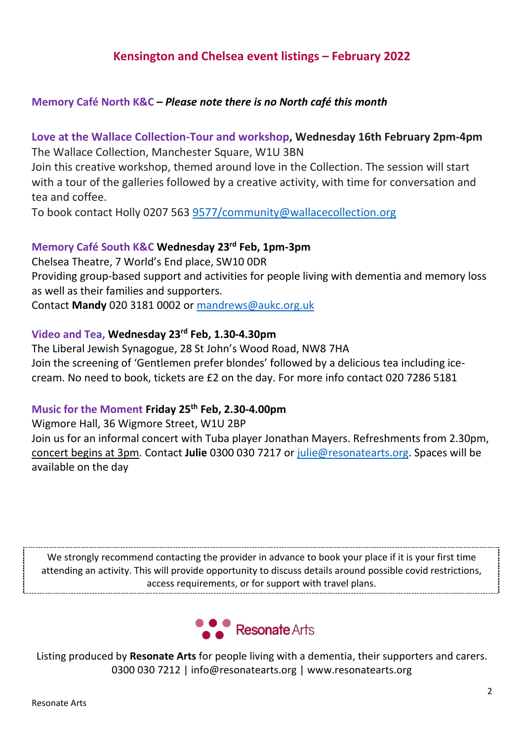## Kensington and Chelsea event listings – February 2022

**Memory Café North K&C** – ***Please note there is no North café this month***

**Love at the Wallace Collection-Tour and workshop, Wednesday 16th February 2pm-4pm**
The Wallace Collection, Manchester Square, W1U 3BN
Join this creative workshop, themed around love in the Collection. The session will start with a tour of the galleries followed by a creative activity, with time for conversation and tea and coffee.
To book contact Holly 0207 563 9577/community@wallacecollection.org

**Memory Café South K&C Wednesday 23rd Feb, 1pm-3pm**
Chelsea Theatre, 7 World's End place, SW10 0DR
Providing group-based support and activities for people living with dementia and memory loss as well as their families and supporters.
Contact **Mandy** 020 3181 0002 or mandrews@aukc.org.uk

**Video and Tea, Wednesday 23rd Feb, 1.30-4.30pm**
The Liberal Jewish Synagogue, 28 St John's Wood Road, NW8 7HA
Join the screening of 'Gentlemen prefer blondes' followed by a delicious tea including ice-cream. No need to book, tickets are £2 on the day. For more info contact 020 7286 5181

**Music for the Moment Friday 25th Feb, 2.30-4.00pm**
Wigmore Hall, 36 Wigmore Street, W1U 2BP
Join us for an informal concert with Tuba player Jonathan Mayers. Refreshments from 2.30pm, concert begins at 3pm. Contact **Julie** 0300 030 7217 or julie@resonatearts.org. Spaces will be available on the day

We strongly recommend contacting the provider in advance to book your place if it is your first time attending an activity. This will provide opportunity to discuss details around possible covid restrictions, access requirements, or for support with travel plans.

Resonate Arts

Listing produced by **Resonate Arts** for people living with a dementia, their supporters and carers.
0300 030 7212 | info@resonatearts.org | www.resonatearts.org